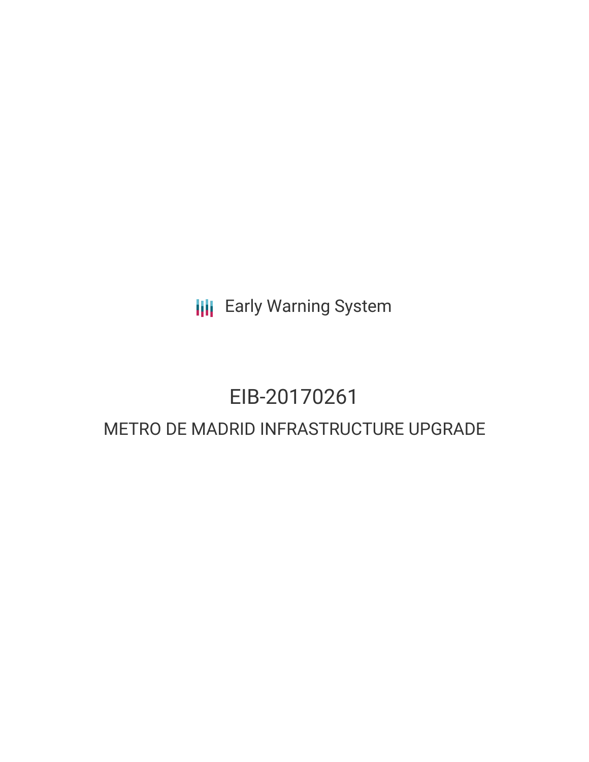Early Warning System

# EIB-20170261

## METRO DE MADRID INFRASTRUCTURE UPGRADE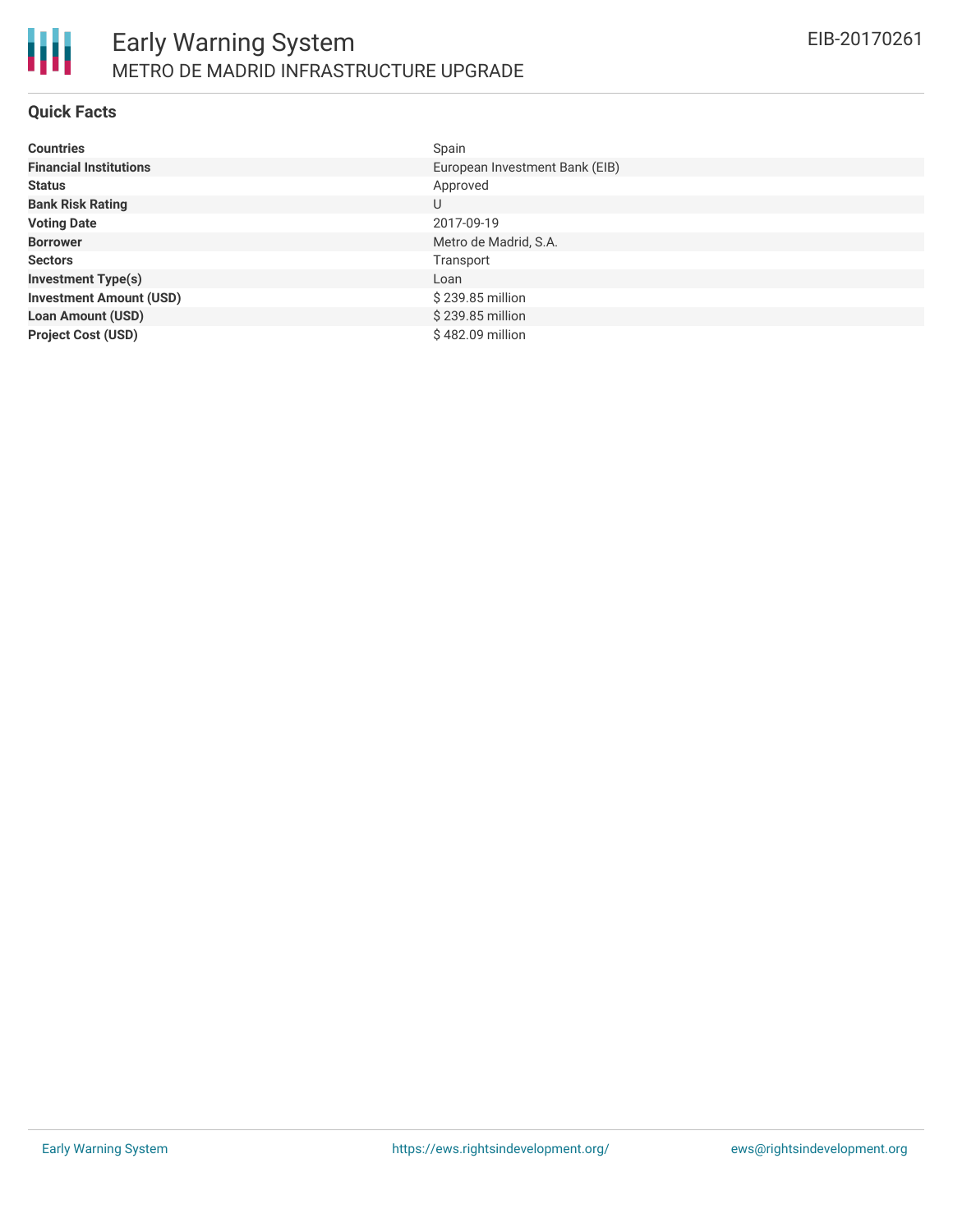# Early Warning System

## METRO DE MADRID INFRASTRUCTURE UPGRADE

EIB-20170261

### Quick Facts

| | |
|---|---|
| **Countries** | Spain |
| **Financial Institutions** | European Investment Bank (EIB) |
| **Status** | Approved |
| **Bank Risk Rating** | U |
| **Voting Date** | 2017-09-19 |
| **Borrower** | Metro de Madrid, S.A. |
| **Sectors** | Transport |
| **Investment Type(s)** | Loan |
| **Investment Amount (USD)** | $ 239.85 million |
| **Loan Amount (USD)** | $ 239.85 million |
| **Project Cost (USD)** | $ 482.09 million |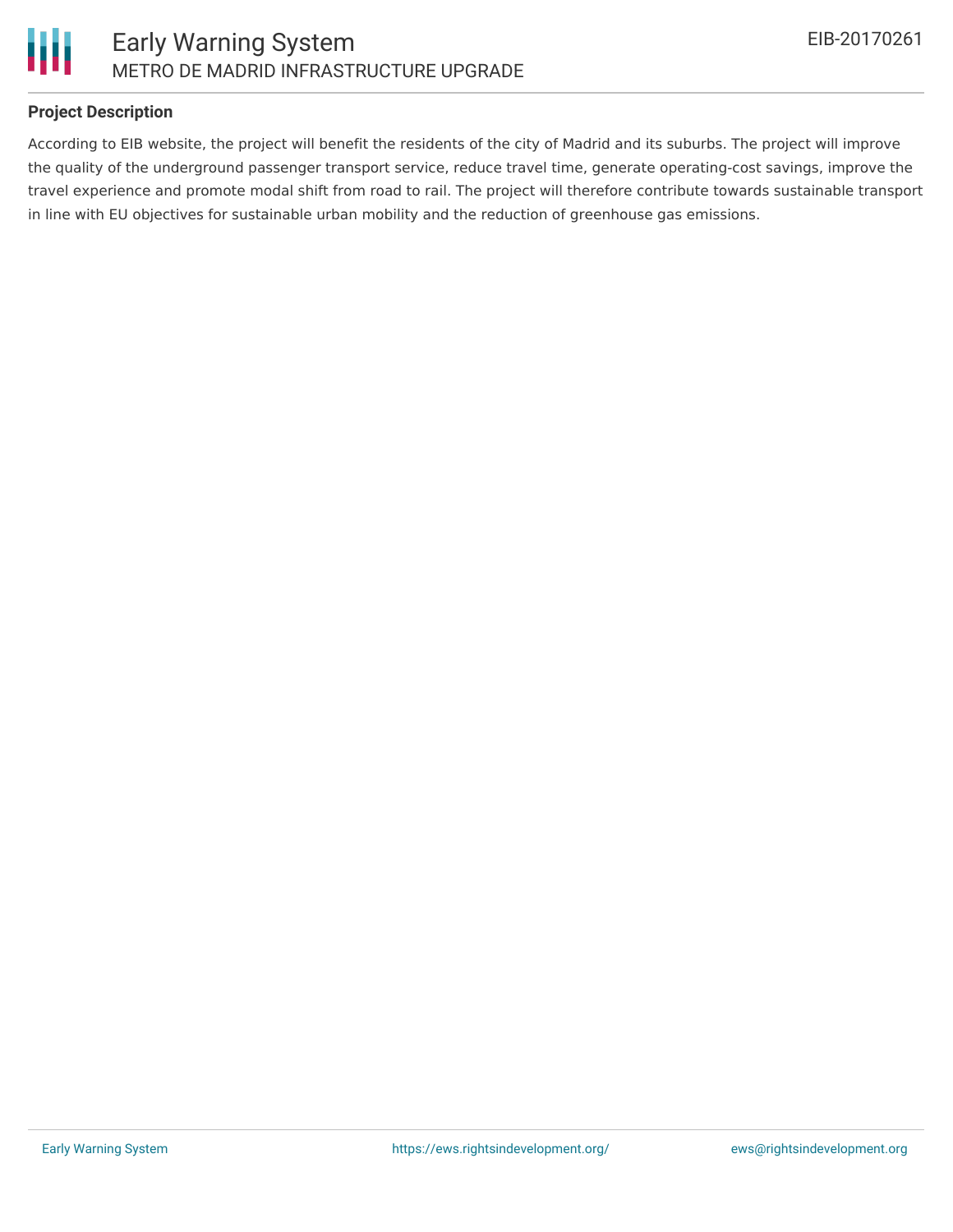### Project Description

According to EIB website, the project will benefit the residents of the city of Madrid and its suburbs. The project will improve the quality of the underground passenger transport service, reduce travel time, generate operating-cost savings, improve the travel experience and promote modal shift from road to rail. The project will therefore contribute towards sustainable transport in line with EU objectives for sustainable urban mobility and the reduction of greenhouse gas emissions.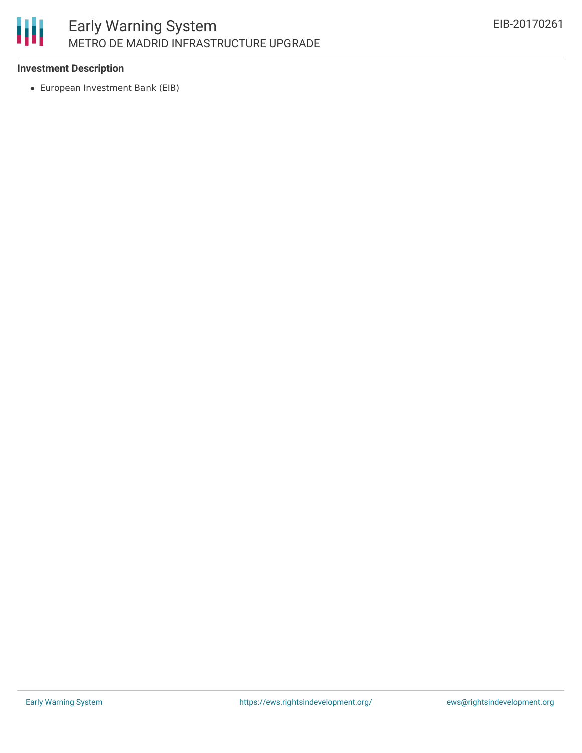**Investment Description**

- European Investment Bank (EIB)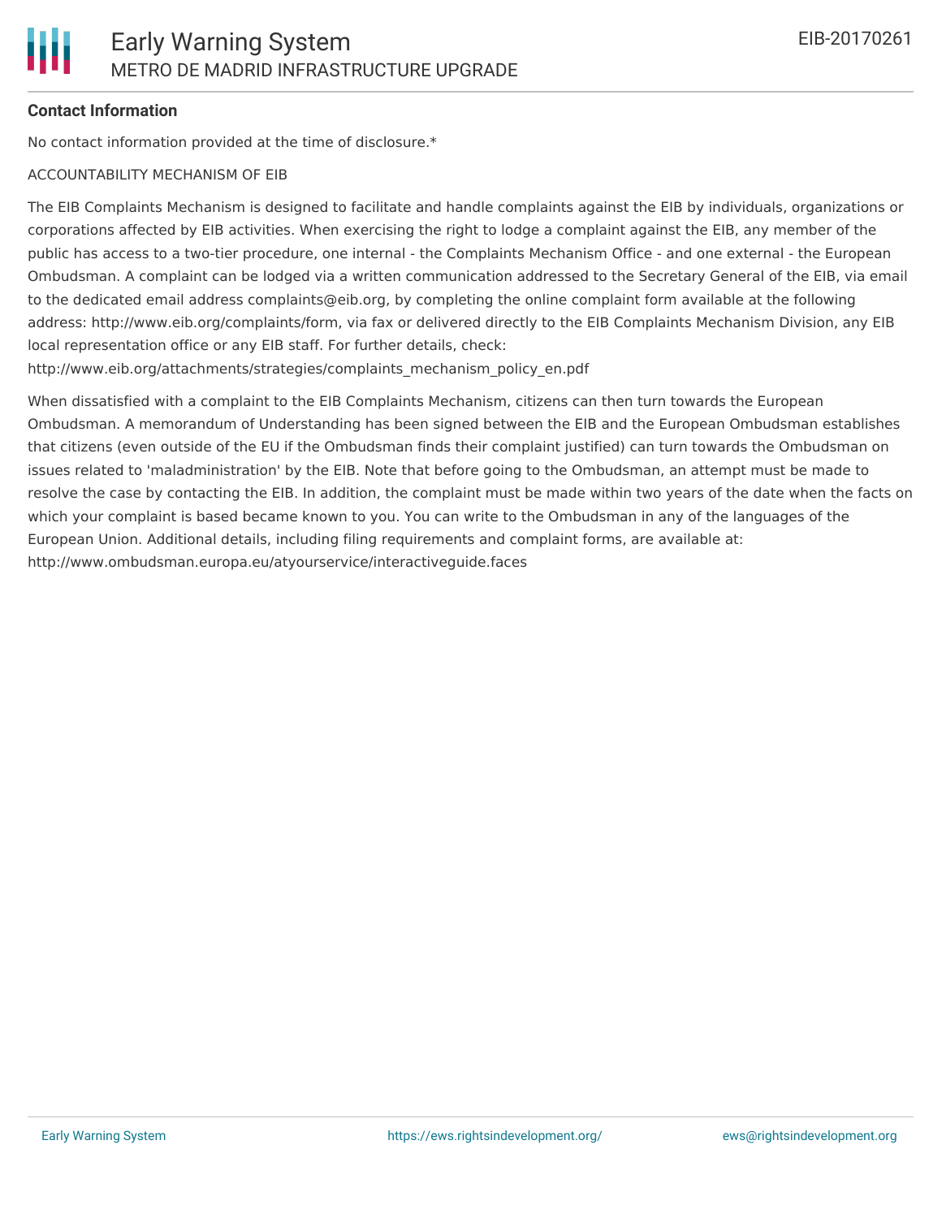### Contact Information

No contact information provided at the time of disclosure.*

ACCOUNTABILITY MECHANISM OF EIB

The EIB Complaints Mechanism is designed to facilitate and handle complaints against the EIB by individuals, organizations or corporations affected by EIB activities. When exercising the right to lodge a complaint against the EIB, any member of the public has access to a two-tier procedure, one internal - the Complaints Mechanism Office - and one external - the European Ombudsman. A complaint can be lodged via a written communication addressed to the Secretary General of the EIB, via email to the dedicated email address complaints@eib.org, by completing the online complaint form available at the following address: http://www.eib.org/complaints/form, via fax or delivered directly to the EIB Complaints Mechanism Division, any EIB local representation office or any EIB staff. For further details, check: http://www.eib.org/attachments/strategies/complaints_mechanism_policy_en.pdf

When dissatisfied with a complaint to the EIB Complaints Mechanism, citizens can then turn towards the European Ombudsman. A memorandum of Understanding has been signed between the EIB and the European Ombudsman establishes that citizens (even outside of the EU if the Ombudsman finds their complaint justified) can turn towards the Ombudsman on issues related to 'maladministration' by the EIB. Note that before going to the Ombudsman, an attempt must be made to resolve the case by contacting the EIB. In addition, the complaint must be made within two years of the date when the facts on which your complaint is based became known to you. You can write to the Ombudsman in any of the languages of the European Union. Additional details, including filing requirements and complaint forms, are available at: http://www.ombudsman.europa.eu/atyourservice/interactiveguide.faces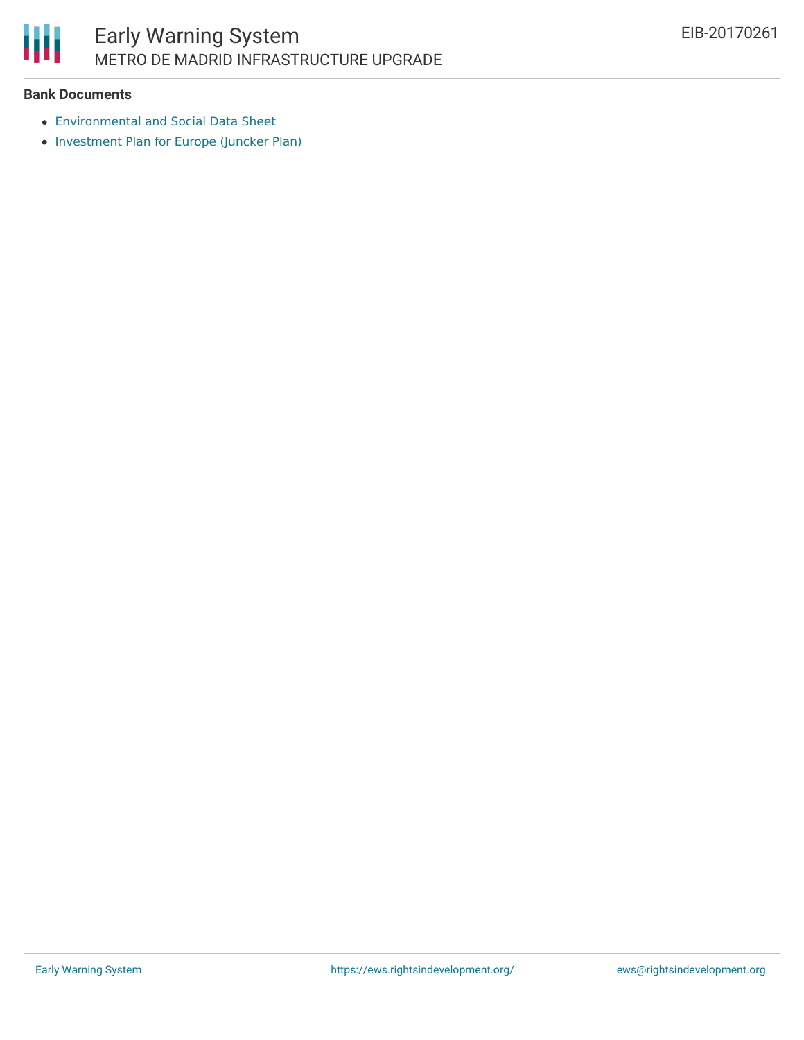**Bank Documents**

- Environmental and Social Data Sheet
- Investment Plan for Europe (Juncker Plan)